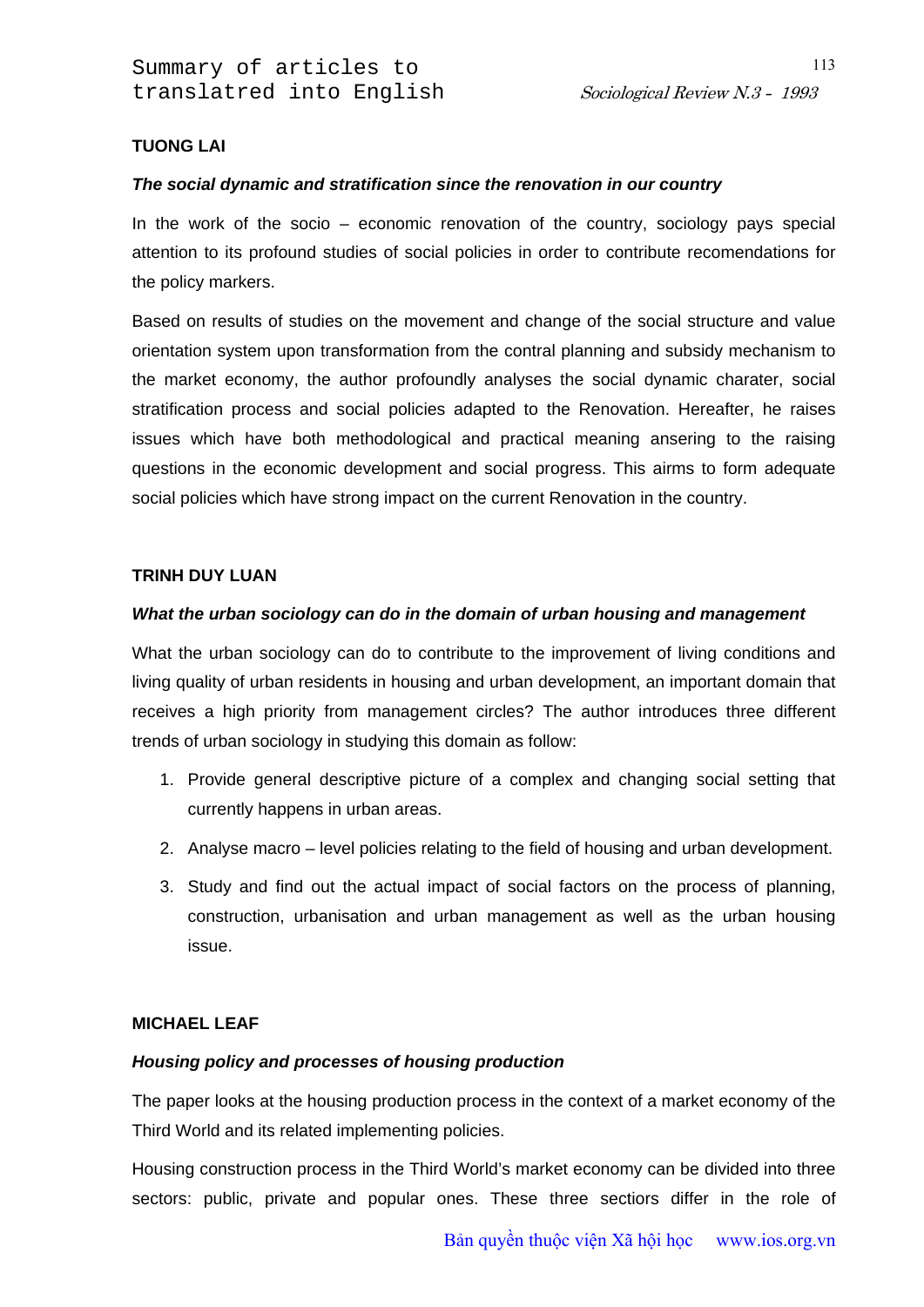# Summary of articles to translatred into English

## TUONG LAI

### *The social dynamic and stratification since the renovation in our country*

In the work of the socio – economic renovation of the country, sociology pays special attention to its profound studies of social policies in order to contribute recomendations for the policy markers.

Based on results of studies on the movement and change of the social structure and value orientation system upon transformation from the contral planning and subsidy mechanism to the market economy, the author profoundly analyses the social dynamic charater, social stratification process and social policies adapted to the Renovation. Hereafter, he raises issues which have both methodological and practical meaning ansering to the raising questions in the economic development and social progress. This airms to form adequate social policies which have strong impact on the current Renovation in the country.

## TRINH DUY LUAN

### *What the urban sociology can do in the domain of urban housing and management*

What the urban sociology can do to contribute to the improvement of living conditions and living quality of urban residents in housing and urban development, an important domain that receives a high priority from management circles? The author introduces three different trends of urban sociology in studying this domain as follow:

1. Provide general descriptive picture of a complex and changing social setting that currently happens in urban areas.
2. Analyse macro – level policies relating to the field of housing and urban development.
3. Study and find out the actual impact of social factors on the process of planning, construction, urbanisation and urban management as well as the urban housing issue.

## MICHAEL LEAF

### *Housing policy and processes of housing production*

The paper looks at the housing production process in the context of a market economy of the Third World and its related implementing policies.

Housing construction process in the Third World's market economy can be divided into three sectors: public, private and popular ones. These three sectiors differ in the role of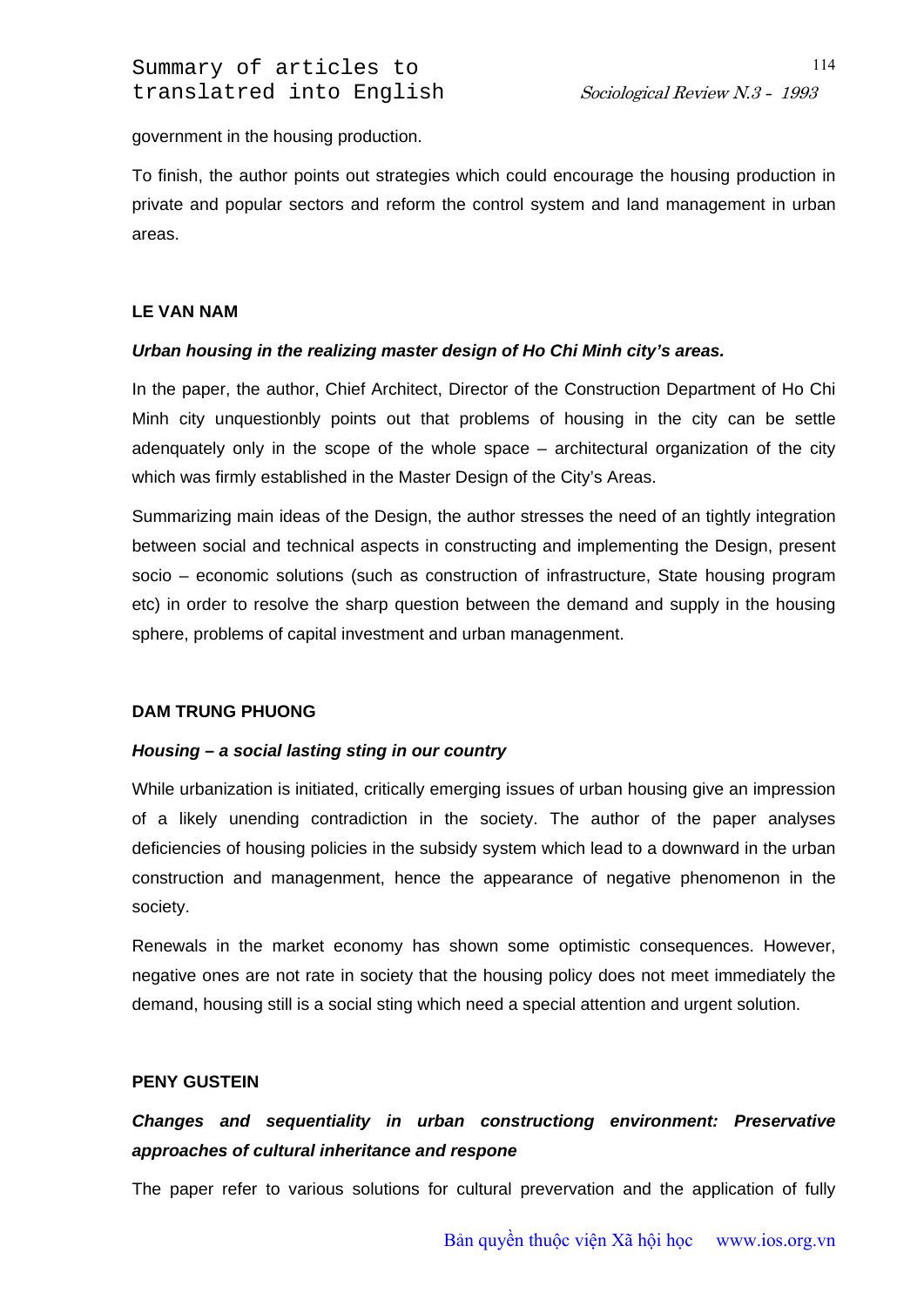government in the housing production.

To finish, the author points out strategies which could encourage the housing production in private and popular sectors and reform the control system and land management in urban areas.

**LE VAN NAM**

***Urban housing in the realizing master design of Ho Chi Minh city's areas.***

In the paper, the author, Chief Architect, Director of the Construction Department of Ho Chi Minh city unquestionbly points out that problems of housing in the city can be settle adenquately only in the scope of the whole space – architectural organization of the city which was firmly established in the Master Design of the City's Areas.

Summarizing main ideas of the Design, the author stresses the need of an tightly integration between social and technical aspects in constructing and implementing the Design, present socio – economic solutions (such as construction of infrastructure, State housing program etc) in order to resolve the sharp question between the demand and supply in the housing sphere, problems of capital investment and urban managenment.

**DAM TRUNG PHUONG**

***Housing – a social lasting sting in our country***

While urbanization is initiated, critically emerging issues of urban housing give an impression of a likely unending contradiction in the society. The author of the paper analyses deficiencies of housing policies in the subsidy system which lead to a downward in the urban construction and managenment, hence the appearance of negative phenomenon in the society.

Renewals in the market economy has shown some optimistic consequences. However, negative ones are not rate in society that the housing policy does not meet immediately the demand, housing still is a social sting which need a special attention and urgent solution.

**PENY GUSTEIN**

***Changes and sequentiality in urban constructiong environment: Preservative approaches of cultural inheritance and respone***

The paper refer to various solutions for cultural prevervation and the application of fully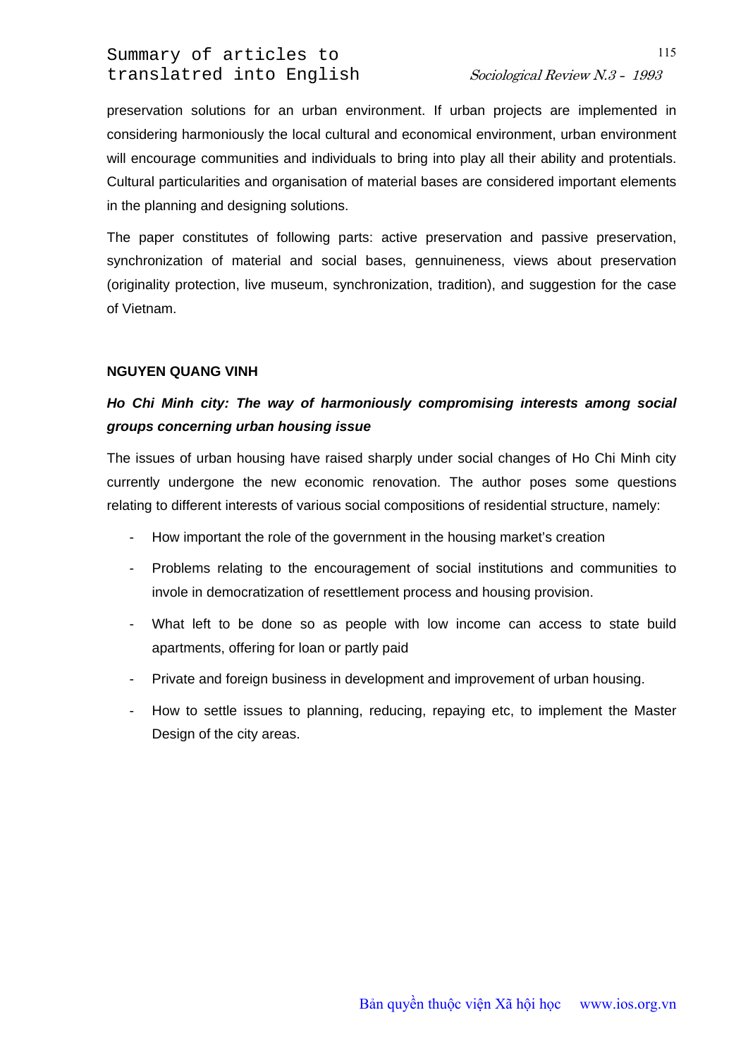preservation solutions for an urban environment. If urban projects are implemented in considering harmoniously the local cultural and economical environment, urban environment will encourage communities and individuals to bring into play all their ability and protentials. Cultural particularities and organisation of material bases are considered important elements in the planning and designing solutions.

The paper constitutes of following parts: active preservation and passive preservation, synchronization of material and social bases, gennuineness, views about preservation (originality protection, live museum, synchronization, tradition), and suggestion for the case of Vietnam.

**NGUYEN QUANG VINH**

***Ho Chi Minh city: The way of harmoniously compromising interests among social groups concerning urban housing issue***

The issues of urban housing have raised sharply under social changes of Ho Chi Minh city currently undergone the new economic renovation. The author poses some questions relating to different interests of various social compositions of residential structure, namely:

- How important the role of the government in the housing market's creation
- Problems relating to the encouragement of social institutions and communities to invole in democratization of resettlement process and housing provision.
- What left to be done so as people with low income can access to state build apartments, offering for loan or partly paid
- Private and foreign business in development and improvement of urban housing.
- How to settle issues to planning, reducing, repaying etc, to implement the Master Design of the city areas.